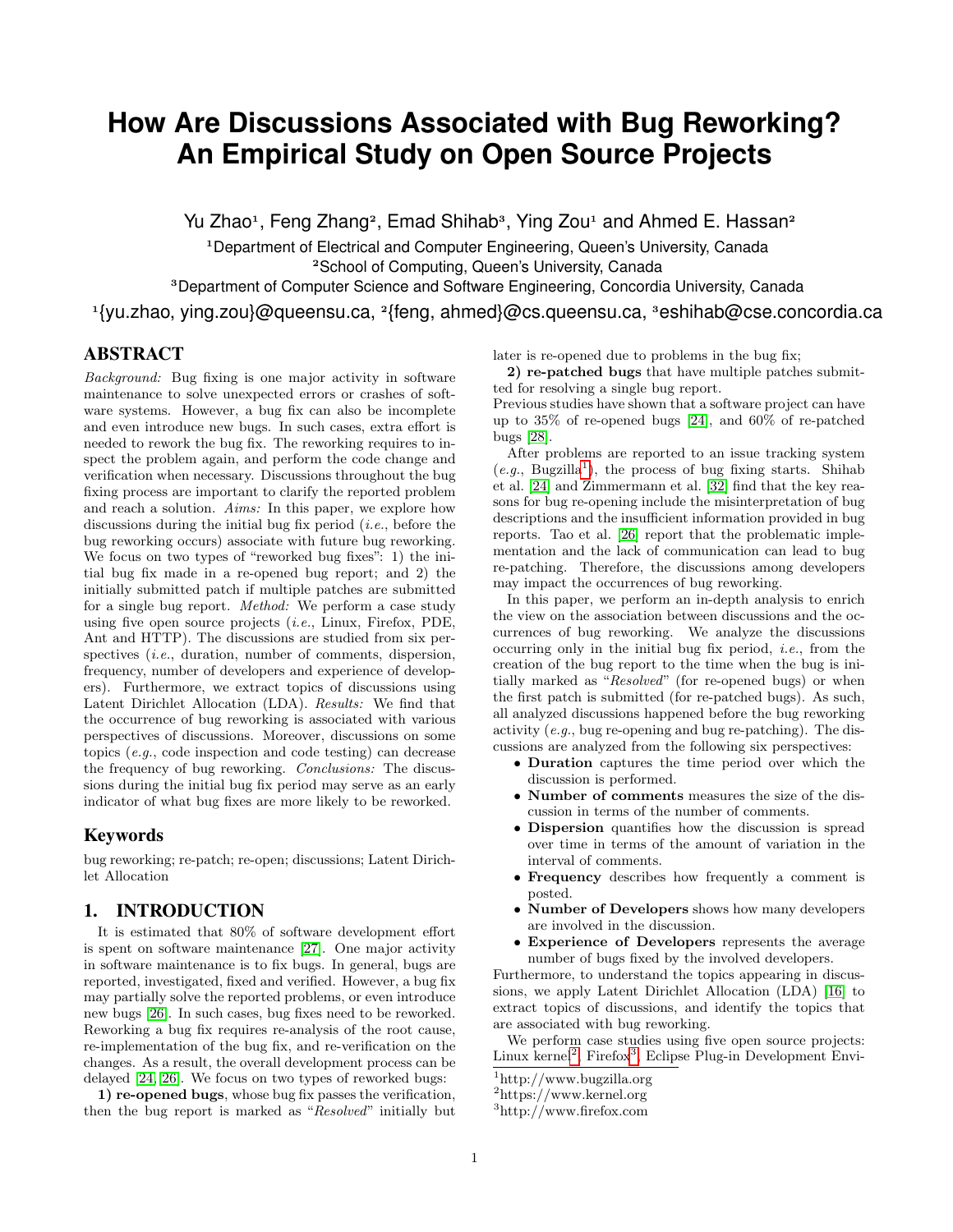# How Are Discussions Associated with Bug Reworking? An Empirical Study on Open Source Projects

Yu Zhao[1], Feng Zhang[2], Emad Shihab[3], Ying Zou[1] and Ahmed E. Hassan[2]

[1]Department of Electrical and Computer Engineering, Queen's University, Canada
[2]School of Computing, Queen's University, Canada
[3]Department of Computer Science and Software Engineering, Concordia University, Canada

[1]{yu.zhao, ying.zou}@queensu.ca, [2]{feng, ahmed}@cs.queensu.ca, [3]eshihab@cse.concordia.ca

## ABSTRACT

*Background:* Bug fixing is one major activity in software maintenance to solve unexpected errors or crashes of software systems. However, a bug fix can also be incomplete and even introduce new bugs. In such cases, extra effort is needed to rework the bug fix. The reworking requires to inspect the problem again, and perform the code change and verification when necessary. Discussions throughout the bug fixing process are important to clarify the reported problem and reach a solution. *Aims:* In this paper, we explore how discussions during the initial bug fix period (*i.e.*, before the bug reworking occurs) associate with future bug reworking. We focus on two types of "reworked bug fixes": 1) the initial bug fix made in a re-opened bug report; and 2) the initially submitted patch if multiple patches are submitted for a single bug report. *Method:* We perform a case study using five open source projects (*i.e.*, Linux, Firefox, PDE, Ant and HTTP). The discussions are studied from six perspectives (*i.e.*, duration, number of comments, dispersion, frequency, number of developers and experience of developers). Furthermore, we extract topics of discussions using Latent Dirichlet Allocation (LDA). *Results:* We find that the occurrence of bug reworking is associated with various perspectives of discussions. Moreover, discussions on some topics (*e.g.*, code inspection and code testing) can decrease the frequency of bug reworking. *Conclusions:* The discussions during the initial bug fix period may serve as an early indicator of what bug fixes are more likely to be reworked.

## Keywords

bug reworking; re-patch; re-open; discussions; Latent Dirichlet Allocation

## 1. INTRODUCTION

It is estimated that 80% of software development effort is spent on software maintenance [27]. One major activity in software maintenance is to fix bugs. In general, bugs are reported, investigated, fixed and verified. However, a bug fix may partially solve the reported problems, or even introduce new bugs [26]. In such cases, bug fixes need to be reworked. Reworking a bug fix requires re-analysis of the root cause, re-implementation of the bug fix, and re-verification on the changes. As a result, the overall development process can be delayed [24, 26]. We focus on two types of reworked bugs:

**1) re-opened bugs**, whose bug fix passes the verification, then the bug report is marked as "*Resolved*" initially but later is re-opened due to problems in the bug fix;

**2) re-patched bugs** that have multiple patches submitted for resolving a single bug report.

Previous studies have shown that a software project can have up to 35% of re-opened bugs [24], and 60% of re-patched bugs [28].

After problems are reported to an issue tracking system (*e.g.*, Bugzilla[1]), the process of bug fixing starts. Shihab et al. [24] and Zimmermann et al. [32] find that the key reasons for bug re-opening include the misinterpretation of bug descriptions and the insufficient information provided in bug reports. Tao et al. [26] report that the problematic implementation and the lack of communication can lead to bug re-patching. Therefore, the discussions among developers may impact the occurrences of bug reworking.

In this paper, we perform an in-depth analysis to enrich the view on the association between discussions and the occurrences of bug reworking. We analyze the discussions occurring only in the initial bug fix period, *i.e.*, from the creation of the bug report to the time when the bug is initially marked as "*Resolved*" (for re-opened bugs) or when the first patch is submitted (for re-patched bugs). As such, all analyzed discussions happened before the bug reworking activity (*e.g.*, bug re-opening and bug re-patching). The discussions are analyzed from the following six perspectives:

- **Duration** captures the time period over which the discussion is performed.
- **Number of comments** measures the size of the discussion in terms of the number of comments.
- **Dispersion** quantifies how the discussion is spread over time in terms of the amount of variation in the interval of comments.
- **Frequency** describes how frequently a comment is posted.
- **Number of Developers** shows how many developers are involved in the discussion.
- **Experience of Developers** represents the average number of bugs fixed by the involved developers.

Furthermore, to understand the topics appearing in discussions, we apply Latent Dirichlet Allocation (LDA) [16] to extract topics of discussions, and identify the topics that are associated with bug reworking.

We perform case studies using five open source projects: Linux kernel[2], Firefox[3], Eclipse Plug-in Development Envi-

[1]http://www.bugzilla.org
[2]https://www.kernel.org
[3]http://www.firefox.com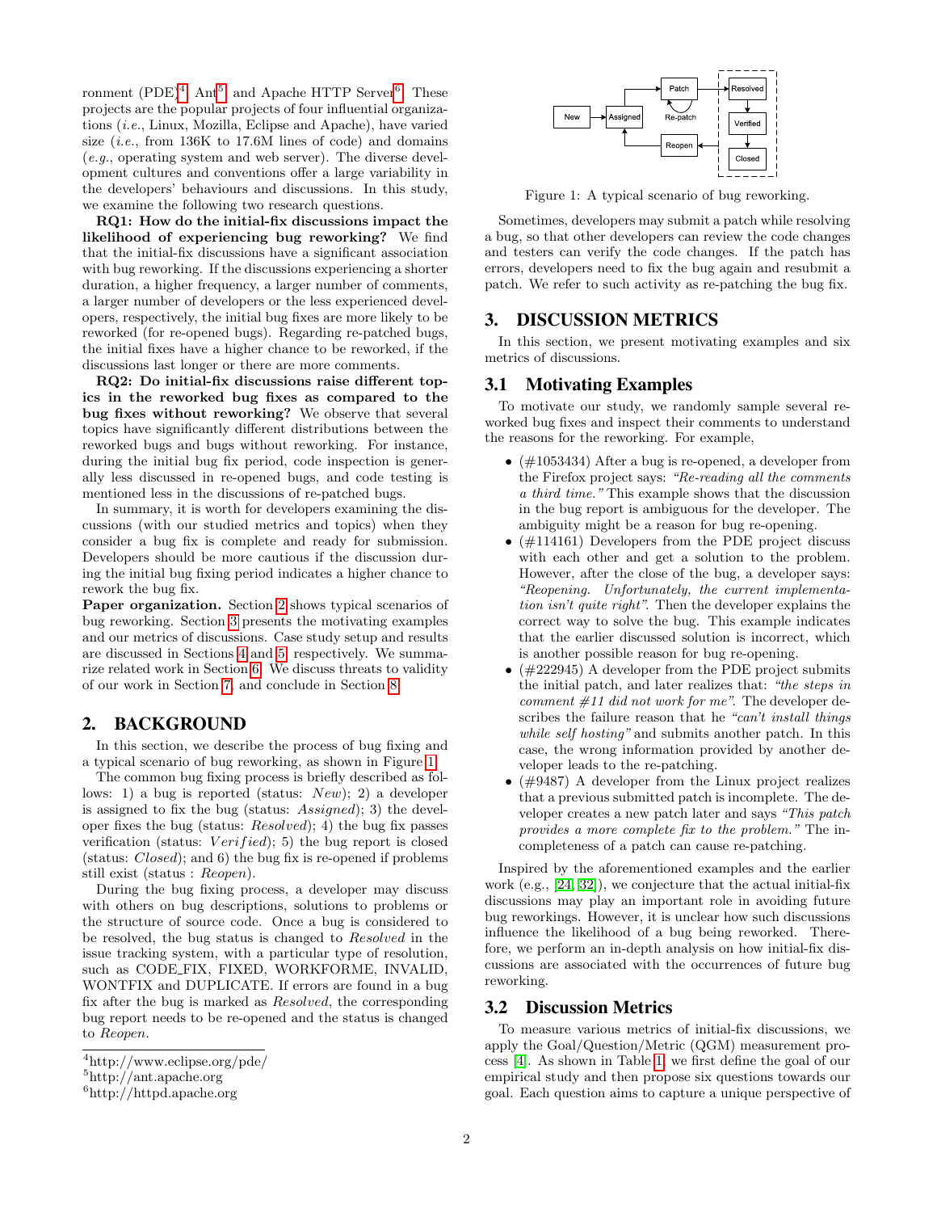ronment (PDE)[4], Ant[5], and Apache HTTP Server[6]. These projects are the popular projects of four influential organizations (*i.e.*, Linux, Mozilla, Eclipse and Apache), have varied size (*i.e.*, from 136K to 17.6M lines of code) and domains (*e.g.*, operating system and web server). The diverse development cultures and conventions offer a large variability in the developers' behaviours and discussions. In this study, we examine the following two research questions.

**RQ1: How do the initial-fix discussions impact the likelihood of experiencing bug reworking?** We find that the initial-fix discussions have a significant association with bug reworking. If the discussions experiencing a shorter duration, a higher frequency, a larger number of comments, a larger number of developers or the less experienced developers, respectively, the initial bug fixes are more likely to be reworked (for re-opened bugs). Regarding re-patched bugs, the initial fixes have a higher chance to be reworked, if the discussions last longer or there are more comments.

**RQ2: Do initial-fix discussions raise different topics in the reworked bug fixes as compared to the bug fixes without reworking?** We observe that several topics have significantly different distributions between the reworked bugs and bugs without reworking. For instance, during the initial bug fix period, code inspection is generally less discussed in re-opened bugs, and code testing is mentioned less in the discussions of re-patched bugs.

In summary, it is worth for developers examining the discussions (with our studied metrics and topics) when they consider a bug fix is complete and ready for submission. Developers should be more cautious if the discussion during the initial bug fixing period indicates a higher chance to rework the bug fix.

**Paper organization.** Section 2 shows typical scenarios of bug reworking. Section 3 presents the motivating examples and our metrics of discussions. Case study setup and results are discussed in Sections 4 and 5, respectively. We summarize related work in Section 6. We discuss threats to validity of our work in Section 7, and conclude in Section 8.

## 2. BACKGROUND

In this section, we describe the process of bug fixing and a typical scenario of bug reworking, as shown in Figure 1.

The common bug fixing process is briefly described as follows: 1) a bug is reported (status: *New*); 2) a developer is assigned to fix the bug (status: *Assigned*); 3) the developer fixes the bug (status: *Resolved*); 4) the bug fix passes verification (status: *Verified*); 5) the bug report is closed (status: *Closed*); and 6) the bug fix is re-opened if problems still exist (status : *Reopen*).

During the bug fixing process, a developer may discuss with others on bug descriptions, solutions to problems or the structure of source code. Once a bug is considered to be resolved, the bug status is changed to *Resolved* in the issue tracking system, with a particular type of resolution, such as CODE_FIX, FIXED, WORKFORME, INVALID, WONTFIX and DUPLICATE. If errors are found in a bug fix after the bug is marked as *Resolved*, the corresponding bug report needs to be re-opened and the status is changed to *Reopen*.

[4]http://www.eclipse.org/pde/
[5]http://ant.apache.org
[6]http://httpd.apache.org

Figure 1: A typical scenario of bug reworking.

Sometimes, developers may submit a patch while resolving a bug, so that other developers can review the code changes and testers can verify the code changes. If the patch has errors, developers need to fix the bug again and resubmit a patch. We refer to such activity as re-patching the bug fix.

## 3. DISCUSSION METRICS

In this section, we present motivating examples and six metrics of discussions.

### 3.1 Motivating Examples

To motivate our study, we randomly sample several reworked bug fixes and inspect their comments to understand the reasons for the reworking. For example,

- (#1053434) After a bug is re-opened, a developer from the Firefox project says: *"Re-reading all the comments a third time."* This example shows that the discussion in the bug report is ambiguous for the developer. The ambiguity might be a reason for bug re-opening.
- (#114161) Developers from the PDE project discuss with each other and get a solution to the problem. However, after the close of the bug, a developer says: *"Reopening. Unfortunately, the current implementation isn't quite right"*. Then the developer explains the correct way to solve the bug. This example indicates that the earlier discussed solution is incorrect, which is another possible reason for bug re-opening.
- (#222945) A developer from the PDE project submits the initial patch, and later realizes that: *"the steps in comment #11 did not work for me"*. The developer describes the failure reason that he *"can't install things while self hosting"* and submits another patch. In this case, the wrong information provided by another developer leads to the re-patching.
- (#9487) A developer from the Linux project realizes that a previous submitted patch is incomplete. The developer creates a new patch later and says *"This patch provides a more complete fix to the problem."* The incompleteness of a patch can cause re-patching.

Inspired by the aforementioned examples and the earlier work (e.g., [24, 32]), we conjecture that the actual initial-fix discussions may play an important role in avoiding future bug reworkings. However, it is unclear how such discussions influence the likelihood of a bug being reworked. Therefore, we perform an in-depth analysis on how initial-fix discussions are associated with the occurrences of future bug reworking.

### 3.2 Discussion Metrics

To measure various metrics of initial-fix discussions, we apply the Goal/Question/Metric (QGM) measurement process [4]. As shown in Table 1, we first define the goal of our empirical study and then propose six questions towards our goal. Each question aims to capture a unique perspective of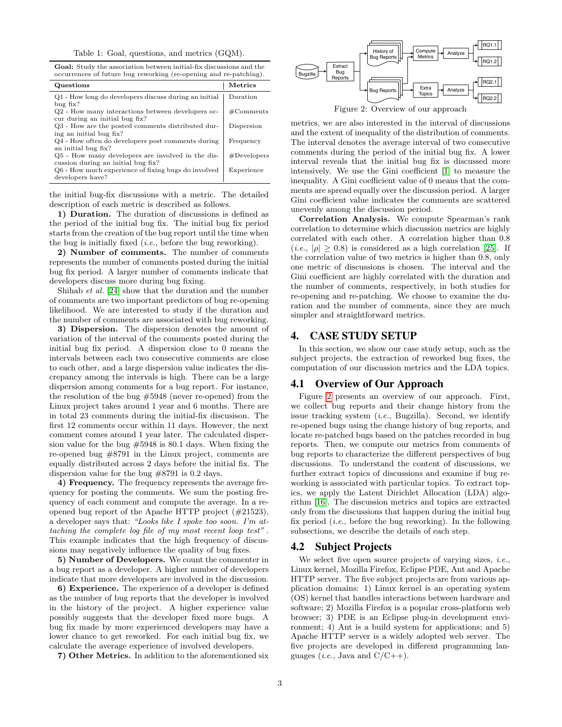Table 1: Goal, questions, and metrics (GQM).

**Goal:** Study the association between initial-fix discussions and the occurrences of future bug reworking (re-opening and re-patching).

| Questions | Metrics |
|---|---|
| Q1 - How long do developers discuss during an initial bug fix? | Duration |
| Q2 - How many interactions between developers occur during an initial bug fix? | #Comments |
| Q3 - How are the posted comments distributed during an initial bug fix? | Dispersion |
| Q4 - How often do developers post comments during an initial bug fix? | Frequency |
| Q5 - How many developers are involved in the discussion during an initial bug fix? | #Developers |
| Q6 - How much experience of fixing bugs do involved developers have? | Experience |

the initial bug-fix discussions with a metric. The detailed description of each metric is described as follows.

**1) Duration.** The duration of discussions is defined as the period of the initial bug fix. The initial bug fix period starts from the creation of the bug report until the time when the bug is initially fixed (*i.e.*, before the bug reworking).

**2) Number of comments.** The number of comments represents the number of comments posted during the initial bug fix period. A larger number of comments indicate that developers discuss more during bug fixing.

Shihab *et al.* [24] show that the duration and the number of comments are two important predictors of bug re-opening likelihood. We are interested to study if the duration and the number of comments are associated with bug reworking.

**3) Dispersion.** The dispersion denotes the amount of variation of the interval of the comments posted during the initial bug fix period. A dispersion close to 0 means the intervals between each two consecutive comments are close to each other, and a large dispersion value indicates the discrepancy among the intervals is high. There can be a large dispersion among comments for a bug report. For instance, the resolution of the bug #5948 (never re-opened) from the Linux project takes around 1 year and 6 months. There are in total 23 comments during the initial-fix discussion. The first 12 comments occur within 11 days. However, the next comment comes around 1 year later. The calculated dispersion value for the bug #5948 is 80.1 days. When fixing the re-opened bug #8791 in the Linux project, comments are equally distributed across 2 days before the initial fix. The dispersion value for the bug #8791 is 0.2 days.

**4) Frequency.** The frequency represents the average frequency for posting the comments. We sum the posting frequency of each comment and compute the average. In a re-opened bug report of the Apache HTTP project (#21523), a developer says that: *"Looks like I spoke too soon. I'm attaching the complete log file of my most recent loop test"*. This example indicates that the high frequency of discussions may negatively influence the quality of bug fixes.

**5) Number of Developers.** We count the commenter in a bug report as a developer. A higher number of developers indicate that more developers are involved in the discussion.

**6) Experience.** The experience of a developer is defined as the number of bug reports that the developer is involved in the history of the project. A higher experience value possibly suggests that the developer fixed more bugs. A bug fix made by more experienced developers may have a lower chance to get reworked. For each initial bug fix, we calculate the average experience of involved developers.

**7) Other Metrics.** In addition to the aforementioned six metrics, we are also interested in the interval of discussions and the extent of inequality of the distribution of comments. The interval denotes the average interval of two consecutive comments during the period of the initial bug fix. A lower interval reveals that the initial bug fix is discussed more intensively. We use the Gini coefficient [1] to measure the inequality. A Gini coefficient value of 0 means that the comments are spread equally over the discussion period. A larger Gini coefficient value indicates the comments are scattered unevenly among the discussion period.

**Correlation Analysis.** We compute Spearman's rank correlation to determine which discussion metrics are highly correlated with each other. A correlation higher than 0.8 (*i.e.*, $|\rho| \geq 0.8$) is considered as a high correlation [25]. If the correlation value of two metrics is higher than 0.8, only one metric of discussions is chosen. The interval and the Gini coefficient are highly correlated with the duration and the number of comments, respectively, in both studies for re-opening and re-patching. We choose to examine the duration and the number of comments, since they are much simpler and straightforward metrics.

Figure 2: Overview of our approach

# 4. CASE STUDY SETUP

In this section, we show our case study setup, such as the subject projects, the extraction of reworked bug fixes, the computation of our discussion metrics and the LDA topics.

## 4.1 Overview of Our Approach

Figure 2 presents an overview of our approach. First, we collect bug reports and their change history from the issue tracking system (*i.e.*, Bugzilla). Second, we identify re-opened bugs using the change history of bug reports, and locate re-patched bugs based on the patches recorded in bug reports. Then, we compute our metrics from comments of bug reports to characterize the different perspectives of bug discussions. To understand the content of discussions, we further extract topics of discussions and examine if bug reworking is associated with particular topics. To extract topics, we apply the Latent Dirichlet Allocation (LDA) algorithm [16]. The discussion metrics and topics are extracted only from the discussions that happen during the initial bug fix period (*i.e.*, before the bug reworking). In the following subsections, we describe the details of each step.

## 4.2 Subject Projects

We select five open source projects of varying sizes, *i.e.*, Linux kernel, Mozilla Firefox, Eclipse PDE, Ant and Apache HTTP server. The five subject projects are from various application domains: 1) Linux kernel is an operating system (OS) kernel that handles interactions between hardware and software; 2) Mozilla Firefox is a popular cross-platform web browser; 3) PDE is an Eclipse plug-in development environment; 4) Ant is a build system for applications; and 5) Apache HTTP server is a widely adopted web server. The five projects are developed in different programming languages (*i.e.*, Java and C/C++).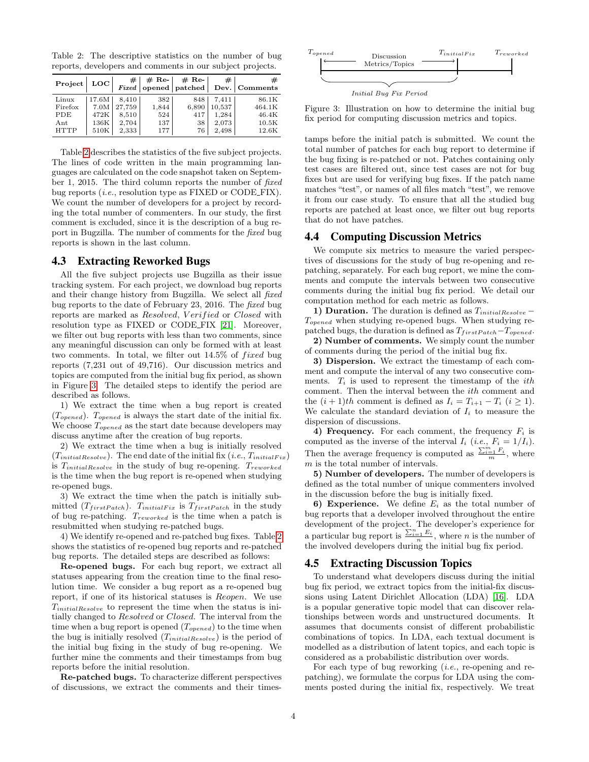Table 2: The descriptive statistics on the number of bug reports, developers and comments in our subject projects.

| Project | LOC | # *Fixed* | # Re-opened | # Re-patched | # Dev. | # Comments |
|---|---|---|---|---|---|---|
| Linux | 17.6M | 8,410 | 382 | 848 | 7,411 | 86.1K |
| Firefox | 7.0M | 27,759 | 1,844 | 6,890 | 10,537 | 464.1K |
| PDE | 472K | 8,510 | 524 | 417 | 1,284 | 46.4K |
| Ant | 136K | 2,704 | 137 | 38 | 2,073 | 10.5K |
| HTTP | 510K | 2,333 | 177 | 76 | 2,498 | 12.6K |

Table 2 describes the statistics of the five subject projects. The lines of code written in the main programming languages are calculated on the code snapshot taken on September 1, 2015. The third column reports the number of *fixed* bug reports (*i.e.*, resolution type as FIXED or CODE_FIX). We count the number of developers for a project by recording the total number of commenters. In our study, the first comment is excluded, since it is the description of a bug report in Bugzilla. The number of comments for the *fixed* bug reports is shown in the last column.

### 4.3 Extracting Reworked Bugs

All the five subject projects use Bugzilla as their issue tracking system. For each project, we download bug reports and their change history from Bugzilla. We select all *fixed* bug reports to the date of February 23, 2016. The *fixed* bug reports are marked as *Resolved*, $Verified$ or *Closed* with resolution type as FIXED or CODE_FIX [21]. Moreover, we filter out bug reports with less than two comments, since any meaningful discussion can only be formed with at least two comments. In total, we filter out 14.5% of $fixed$ bug reports (7,231 out of 49,716). Our discussion metrics and topics are computed from the initial bug fix period, as shown in Figure 3. The detailed steps to identify the period are described as follows.

1) We extract the time when a bug report is created ($T_{opened}$). $T_{opened}$ is always the start date of the initial fix. We choose $T_{opened}$ as the start date because developers may discuss anytime after the creation of bug reports.

2) We extract the time when a bug is initially resolved ($T_{initialResolve}$). The end date of the initial fix (*i.e.*, $T_{initialFix}$) is $T_{initialResolve}$ in the study of bug re-opening. $T_{reworked}$ is the time when the bug report is re-opened when studying re-opened bugs.

3) We extract the time when the patch is initially submitted ($T_{firstPatch}$). $T_{initialFix}$ is $T_{firstPatch}$ in the study of bug re-patching. $T_{reworked}$ is the time when a patch is resubmitted when studying re-patched bugs.

4) We identify re-opened and re-patched bug fixes. Table 2 shows the statistics of re-opened bug reports and re-patched bug reports. The detailed steps are described as follows:

**Re-opened bugs.** For each bug report, we extract all statuses appearing from the creation time to the final resolution time. We consider a bug report as a re-opened bug report, if one of its historical statuses is *Reopen*. We use $T_{initialResolve}$ to represent the time when the status is initially changed to *Resolved* or *Closed*. The interval from the time when a bug report is opened ($T_{opened}$) to the time when the bug is initially resolved ($T_{initialResolve}$) is the period of the initial bug fixing in the study of bug re-opening. We further mine the comments and their timestamps from bug reports before the initial resolution.

**Re-patched bugs.** To characterize different perspectives of discussions, we extract the comments and their timestamps before the initial patch is submitted. We count the total number of patches for each bug report to determine if the bug fixing is re-patched or not. Patches containing only test cases are filtered out, since test cases are not for bug fixes but are used for verifying bug fixes. If the patch name matches "test", or names of all files match "test", we remove it from our case study. To ensure that all the studied bug reports are patched at least once, we filter out bug reports that do not have patches.

Figure 3: Illustration on how to determine the initial bug fix period for computing discussion metrics and topics.

### 4.4 Computing Discussion Metrics

We compute six metrics to measure the varied perspectives of discussions for the study of bug re-opening and re-patching, separately. For each bug report, we mine the comments and compute the intervals between two consecutive comments during the initial bug fix period. We detail our computation method for each metric as follows.

**1) Duration.** The duration is defined as $T_{initialResolve} - T_{opened}$ when studying re-opened bugs. When studying re-patched bugs, the duration is defined as $T_{firstPatch} - T_{opened}$.

**2) Number of comments.** We simply count the number of comments during the period of the initial bug fix.

**3) Dispersion.** We extract the timestamp of each comment and compute the interval of any two consecutive comments. $T_i$ is used to represent the timestamp of the $ith$ comment. Then the interval between the $ith$ comment and the $(i+1)th$ comment is defined as $I_i = T_{i+1} - T_i$ $(i \geq 1)$. We calculate the standard deviation of $I_i$ to measure the dispersion of discussions.

**4) Frequency.** For each comment, the frequency $F_i$ is computed as the inverse of the interval $I_i$ (*i.e.*, $F_i = 1/I_i$). Then the average frequency is computed as $\frac{\sum_{i=1}^{m} F_i}{m}$, where $m$ is the total number of intervals.

**5) Number of developers.** The number of developers is defined as the total number of unique commenters involved in the discussion before the bug is initially fixed.

**6) Experience.** We define $E_i$ as the total number of bug reports that a developer involved throughout the entire development of the project. The developer's experience for a particular bug report is $\frac{\sum_{i=1}^{n} E_i}{n}$, where $n$ is the number of the involved developers during the initial bug fix period.

### 4.5 Extracting Discussion Topics

To understand what developers discuss during the initial bug fix period, we extract topics from the initial-fix discussions using Latent Dirichlet Allocation (LDA) [16]. LDA is a popular generative topic model that can discover relationships between words and unstructured documents. It assumes that documents consist of different probabilistic combinations of topics. In LDA, each textual document is modelled as a distribution of latent topics, and each topic is considered as a probabilistic distribution over words.

For each type of bug reworking (*i.e.*, re-opening and re-patching), we formulate the corpus for LDA using the comments posted during the initial fix, respectively. We treat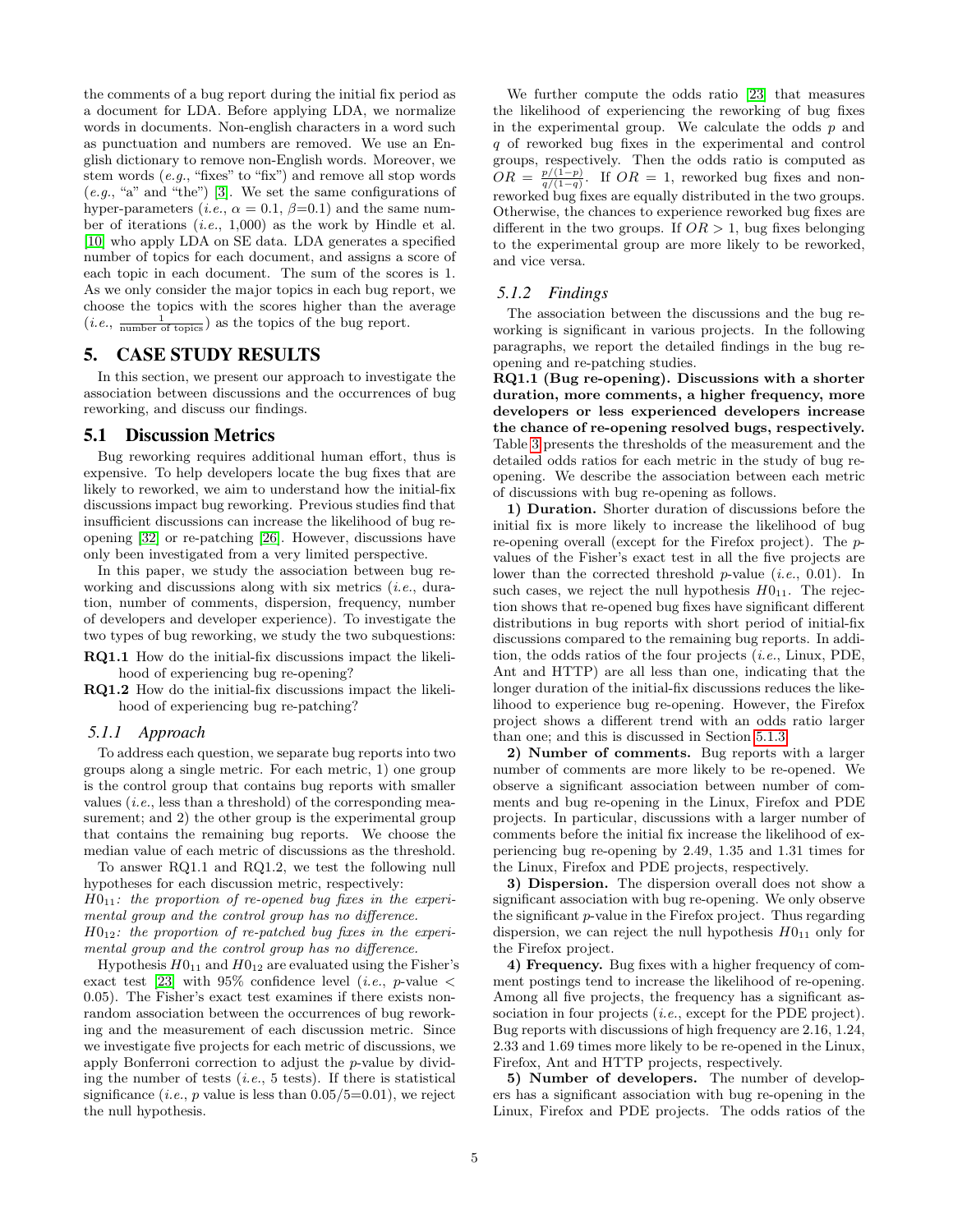the comments of a bug report during the initial fix period as a document for LDA. Before applying LDA, we normalize words in documents. Non-english characters in a word such as punctuation and numbers are removed. We use an English dictionary to remove non-English words. Moreover, we stem words (*e.g.*, "fixes" to "fix") and remove all stop words (*e.g.*, "a" and "the") [3]. We set the same configurations of hyper-parameters (*i.e.*, $\alpha = 0.1$, $\beta$=0.1) and the same number of iterations (*i.e.*, 1,000) as the work by Hindle et al. [10] who apply LDA on SE data. LDA generates a specified number of topics for each document, and assigns a score of each topic in each document. The sum of the scores is 1. As we only consider the major topics in each bug report, we choose the topics with the scores higher than the average (*i.e.*, $\frac{1}{\text{number of topics}}$) as the topics of the bug report.

# 5. CASE STUDY RESULTS

In this section, we present our approach to investigate the association between discussions and the occurrences of bug reworking, and discuss our findings.

## 5.1 Discussion Metrics

Bug reworking requires additional human effort, thus is expensive. To help developers locate the bug fixes that are likely to reworked, we aim to understand how the initial-fix discussions impact bug reworking. Previous studies find that insufficient discussions can increase the likelihood of bug reopening [32] or re-patching [26]. However, discussions have only been investigated from a very limited perspective.

In this paper, we study the association between bug reworking and discussions along with six metrics (*i.e.*, duration, number of comments, dispersion, frequency, number of developers and developer experience). To investigate the two types of bug reworking, we study the two subquestions:

**RQ1.1** How do the initial-fix discussions impact the likelihood of experiencing bug re-opening?

**RQ1.2** How do the initial-fix discussions impact the likelihood of experiencing bug re-patching?

### *5.1.1 Approach*

To address each question, we separate bug reports into two groups along a single metric. For each metric, 1) one group is the control group that contains bug reports with smaller values (*i.e.*, less than a threshold) of the corresponding measurement; and 2) the other group is the experimental group that contains the remaining bug reports. We choose the median value of each metric of discussions as the threshold.

To answer RQ1.1 and RQ1.2, we test the following null hypotheses for each discussion metric, respectively:

$H0_{11}$: *the proportion of re-opened bug fixes in the experimental group and the control group has no difference.*

$H0_{12}$: *the proportion of re-patched bug fixes in the experimental group and the control group has no difference.*

Hypothesis $H0_{11}$ and $H0_{12}$ are evaluated using the Fisher's exact test [23] with 95% confidence level (*i.e.*, $p$-value $<$ 0.05). The Fisher's exact test examines if there exists non-random association between the occurrences of bug reworking and the measurement of each discussion metric. Since we investigate five projects for each metric of discussions, we apply Bonferroni correction to adjust the $p$-value by dividing the number of tests (*i.e.*, 5 tests). If there is statistical significance (*i.e.*, $p$ value is less than 0.05/5=0.01), we reject the null hypothesis.

We further compute the odds ratio [23] that measures the likelihood of experiencing the reworking of bug fixes in the experimental group. We calculate the odds $p$ and $q$ of reworked bug fixes in the experimental and control groups, respectively. Then the odds ratio is computed as $OR = \frac{p/(1-p)}{q/(1-q)}$. If $OR = 1$, reworked bug fixes and non-reworked bug fixes are equally distributed in the two groups. Otherwise, the chances to experience reworked bug fixes are different in the two groups. If $OR > 1$, bug fixes belonging to the experimental group are more likely to be reworked, and vice versa.

### *5.1.2 Findings*

The association between the discussions and the bug reworking is significant in various projects. In the following paragraphs, we report the detailed findings in the bug reopening and re-patching studies.

**RQ1.1 (Bug re-opening). Discussions with a shorter duration, more comments, a higher frequency, more developers or less experienced developers increase the chance of re-opening resolved bugs, respectively.** Table 3 presents the thresholds of the measurement and the detailed odds ratios for each metric in the study of bug reopening. We describe the association between each metric of discussions with bug re-opening as follows.

**1) Duration.** Shorter duration of discussions before the initial fix is more likely to increase the likelihood of bug re-opening overall (except for the Firefox project). The $p$-values of the Fisher's exact test in all the five projects are lower than the corrected threshold $p$-value (*i.e.*, 0.01). In such cases, we reject the null hypothesis $H0_{11}$. The rejection shows that re-opened bug fixes have significant different distributions in bug reports with short period of initial-fix discussions compared to the remaining bug reports. In addition, the odds ratios of the four projects (*i.e.*, Linux, PDE, Ant and HTTP) are all less than one, indicating that the longer duration of the initial-fix discussions reduces the likelihood to experience bug re-opening. However, the Firefox project shows a different trend with an odds ratio larger than one; and this is discussed in Section 5.1.3.

**2) Number of comments.** Bug reports with a larger number of comments are more likely to be re-opened. We observe a significant association between number of comments and bug re-opening in the Linux, Firefox and PDE projects. In particular, discussions with a larger number of comments before the initial fix increase the likelihood of experiencing bug re-opening by 2.49, 1.35 and 1.31 times for the Linux, Firefox and PDE projects, respectively.

**3) Dispersion.** The dispersion overall does not show a significant association with bug re-opening. We only observe the significant $p$-value in the Firefox project. Thus regarding dispersion, we can reject the null hypothesis $H0_{11}$ only for the Firefox project.

**4) Frequency.** Bug fixes with a higher frequency of comment postings tend to increase the likelihood of re-opening. Among all five projects, the frequency has a significant association in four projects (*i.e.*, except for the PDE project). Bug reports with discussions of high frequency are 2.16, 1.24, 2.33 and 1.69 times more likely to be re-opened in the Linux, Firefox, Ant and HTTP projects, respectively.

**5) Number of developers.** The number of developers has a significant association with bug re-opening in the Linux, Firefox and PDE projects. The odds ratios of the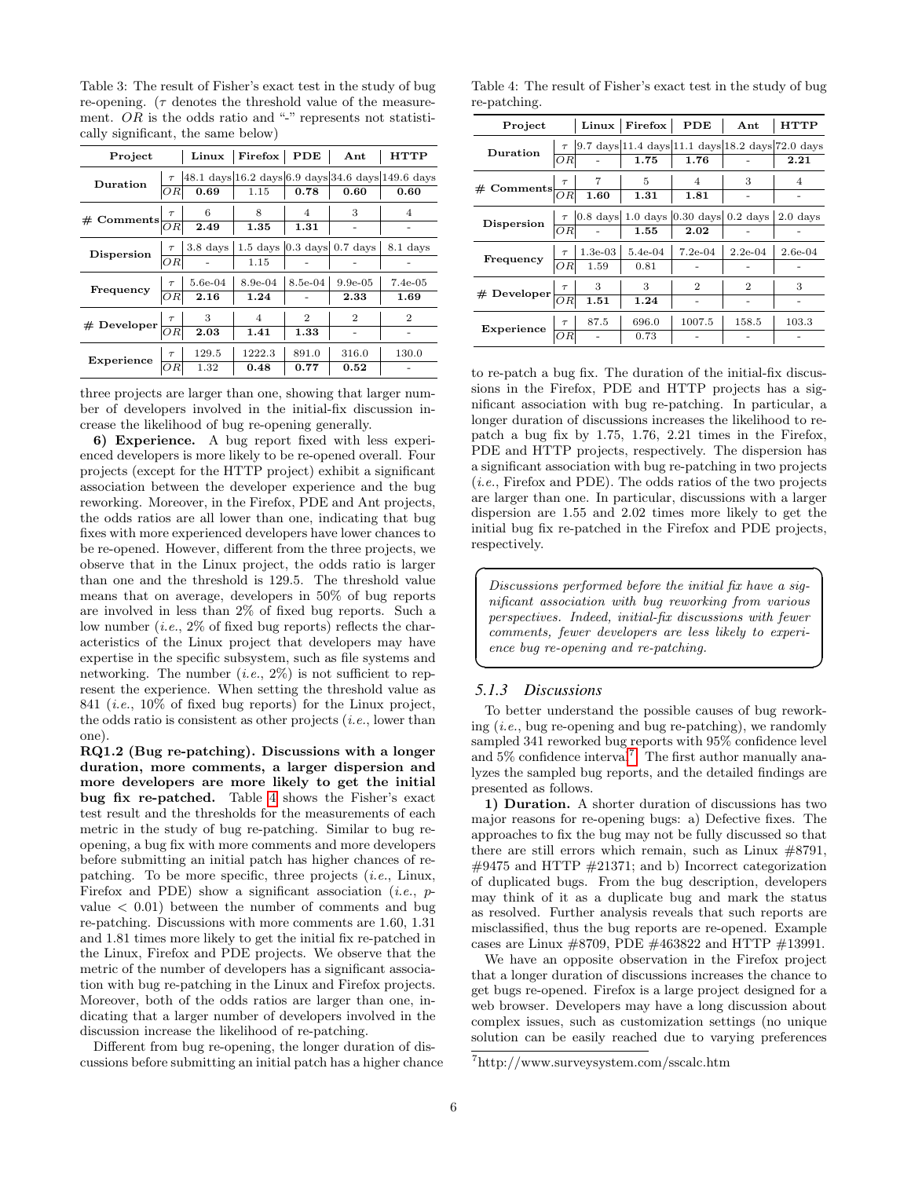Table 3: The result of Fisher's exact test in the study of bug re-opening. ($\tau$ denotes the threshold value of the measurement. $OR$ is the odds ratio and "-" represents not statistically significant, the same below)

| Project | | Linux | Firefox | PDE | Ant | HTTP |
|---|---|---|---|---|---|---|
| Duration | $\tau$ | 48.1 days | 16.2 days | 6.9 days | 34.6 days | 149.6 days |
| | $OR$ | **0.69** | 1.15 | **0.78** | **0.60** | **0.60** |
| # Comments | $\tau$ | 6 | 8 | 4 | 3 | 4 |
| | $OR$ | **2.49** | **1.35** | **1.31** | - | - |
| Dispersion | $\tau$ | 3.8 days | 1.5 days | 0.3 days | 0.7 days | 8.1 days |
| | $OR$ | - | 1.15 | - | - | - |
| Frequency | $\tau$ | 5.6e-04 | 8.9e-04 | 8.5e-04 | 9.9e-05 | 7.4e-05 |
| | $OR$ | **2.16** | **1.24** | - | **2.33** | **1.69** |
| # Developer | $\tau$ | 3 | 4 | 2 | 2 | 2 |
| | $OR$ | **2.03** | **1.41** | **1.33** | - | - |
| Experience | $\tau$ | 129.5 | 1222.3 | 891.0 | 316.0 | 130.0 |
| | $OR$ | 1.32 | **0.48** | **0.77** | **0.52** | - |

three projects are larger than one, showing that larger number of developers involved in the initial-fix discussion increase the likelihood of bug re-opening generally.

**6) Experience.** A bug report fixed with less experienced developers is more likely to be re-opened overall. Four projects (except for the HTTP project) exhibit a significant association between the developer experience and the bug reworking. Moreover, in the Firefox, PDE and Ant projects, the odds ratios are all lower than one, indicating that bug fixes with more experienced developers have lower chances to be re-opened. However, different from the three projects, we observe that in the Linux project, the odds ratio is larger than one and the threshold is 129.5. The threshold value means that on average, developers in 50% of bug reports are involved in less than 2% of fixed bug reports. Such a low number (*i.e.*, 2% of fixed bug reports) reflects the characteristics of the Linux project that developers may have expertise in the specific subsystem, such as file systems and networking. The number (*i.e.*, 2%) is not sufficient to represent the experience. When setting the threshold value as 841 (*i.e.*, 10% of fixed bug reports) for the Linux project, the odds ratio is consistent as other projects (*i.e.*, lower than one).

**RQ1.2 (Bug re-patching). Discussions with a longer duration, more comments, a larger dispersion and more developers are more likely to get the initial bug fix re-patched.** Table 4 shows the Fisher's exact test result and the thresholds for the measurements of each metric in the study of bug re-patching. Similar to bug re-opening, a bug fix with more comments and more developers before submitting an initial patch has higher chances of re-patching. To be more specific, three projects (*i.e.*, Linux, Firefox and PDE) show a significant association (*i.e.*, p-value $< 0.01$) between the number of comments and bug re-patching. Discussions with more comments are 1.60, 1.31 and 1.81 times more likely to get the initial fix re-patched in the Linux, Firefox and PDE projects. We observe that the metric of the number of developers has a significant association with bug re-patching in the Linux and Firefox projects. Moreover, both of the odds ratios are larger than one, indicating that a larger number of developers involved in the discussion increase the likelihood of re-patching.

Different from bug re-opening, the longer duration of discussions before submitting an initial patch has a higher chance to re-patch a bug fix. The duration of the initial-fix discussions in the Firefox, PDE and HTTP projects has a significant association with bug re-patching. In particular, a longer duration of discussions increases the likelihood to re-patch a bug fix by 1.75, 1.76, 2.21 times in the Firefox, PDE and HTTP projects, respectively. The dispersion has a significant association with bug re-patching in two projects (*i.e.*, Firefox and PDE). The odds ratios of the two projects are larger than one. In particular, discussions with a larger dispersion are 1.55 and 2.02 times more likely to get the initial bug fix re-patched in the Firefox and PDE projects, respectively.

Table 4: The result of Fisher's exact test in the study of bug re-patching.

| Project | | Linux | Firefox | PDE | Ant | HTTP |
|---|---|---|---|---|---|---|
| Duration | $\tau$ | 9.7 days | 11.4 days | 11.1 days | 18.2 days | 72.0 days |
| | $OR$ | - | **1.75** | **1.76** | - | **2.21** |
| # Comments | $\tau$ | 7 | 5 | 4 | 3 | 4 |
| | $OR$ | **1.60** | 1.31 | **1.81** | - | - |
| Dispersion | $\tau$ | 0.8 days | 1.0 days | 0.30 days | 0.2 days | 2.0 days |
| | $OR$ | - | **1.55** | **2.02** | - | - |
| Frequency | $\tau$ | 1.3e-03 | 5.4e-04 | 7.2e-04 | 2.2e-04 | 2.6e-04 |
| | $OR$ | 1.59 | 0.81 | - | - | - |
| # Developer | $\tau$ | 3 | 3 | 2 | 2 | 3 |
| | $OR$ | **1.51** | 1.24 | - | - | - |
| Experience | $\tau$ | 87.5 | 696.0 | 1007.5 | 158.5 | 103.3 |
| | $OR$ | - | 0.73 | - | - | - |

*Discussions performed before the initial fix have a significant association with bug reworking from various perspectives. Indeed, initial-fix discussions with fewer comments, fewer developers are less likely to experience bug re-opening and re-patching.*

### 5.1.3 Discussions

To better understand the possible causes of bug reworking (*i.e.*, bug re-opening and bug re-patching), we randomly sampled 341 reworked bug reports with 95% confidence level and 5% confidence interval[7]. The first author manually analyzes the sampled bug reports, and the detailed findings are presented as follows.

**1) Duration.** A shorter duration of discussions has two major reasons for re-opening bugs: a) Defective fixes. The approaches to fix the bug may not be fully discussed so that there are still errors which remain, such as Linux #8791, #9475 and HTTP #21371; and b) Incorrect categorization of duplicated bugs. From the bug description, developers may think of it as a duplicate bug and mark the status as resolved. Further analysis reveals that such reports are misclassified, thus the bug reports are re-opened. Example cases are Linux #8709, PDE #463822 and HTTP #13991.

We have an opposite observation in the Firefox project that a longer duration of discussions increases the chance to get bugs re-opened. Firefox is a large project designed for a web browser. Developers may have a long discussion about complex issues, such as customization settings (no unique solution can be easily reached due to varying preferences

[7] http://www.surveysystem.com/sscalc.htm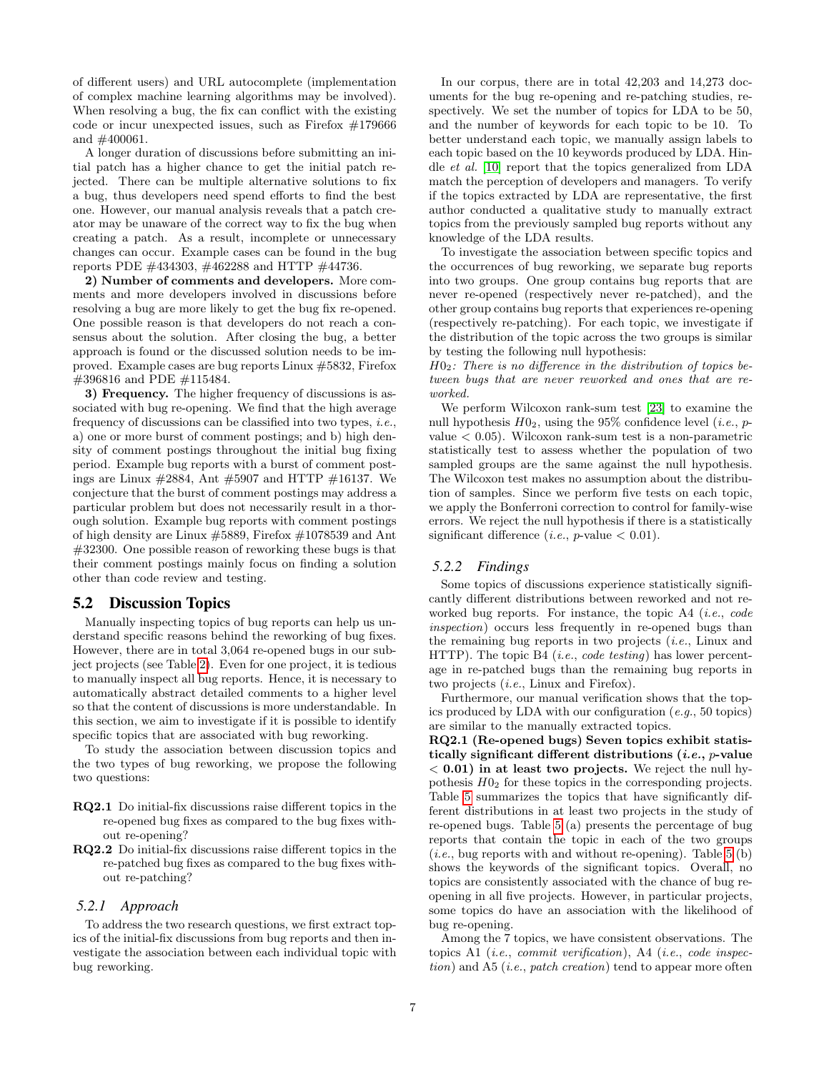of different users) and URL autocomplete (implementation of complex machine learning algorithms may be involved). When resolving a bug, the fix can conflict with the existing code or incur unexpected issues, such as Firefox #179666 and #400061.

A longer duration of discussions before submitting an initial patch has a higher chance to get the initial patch rejected. There can be multiple alternative solutions to fix a bug, thus developers need spend efforts to find the best one. However, our manual analysis reveals that a patch creator may be unaware of the correct way to fix the bug when creating a patch. As a result, incomplete or unnecessary changes can occur. Example cases can be found in the bug reports PDE #434303, #462288 and HTTP #44736.

**2) Number of comments and developers.** More comments and more developers involved in discussions before resolving a bug are more likely to get the bug fix re-opened. One possible reason is that developers do not reach a consensus about the solution. After closing the bug, a better approach is found or the discussed solution needs to be improved. Example cases are bug reports Linux #5832, Firefox #396816 and PDE #115484.

**3) Frequency.** The higher frequency of discussions is associated with bug re-opening. We find that the high average frequency of discussions can be classified into two types, *i.e.*, a) one or more burst of comment postings; and b) high density of comment postings throughout the initial bug fixing period. Example bug reports with a burst of comment postings are Linux #2884, Ant #5907 and HTTP #16137. We conjecture that the burst of comment postings may address a particular problem but does not necessarily result in a thorough solution. Example bug reports with comment postings of high density are Linux #5889, Firefox #1078539 and Ant #32300. One possible reason of reworking these bugs is that their comment postings mainly focus on finding a solution other than code review and testing.

## 5.2 Discussion Topics

Manually inspecting topics of bug reports can help us understand specific reasons behind the reworking of bug fixes. However, there are in total 3,064 re-opened bugs in our subject projects (see Table 2). Even for one project, it is tedious to manually inspect all bug reports. Hence, it is necessary to automatically abstract detailed comments to a higher level so that the content of discussions is more understandable. In this section, we aim to investigate if it is possible to identify specific topics that are associated with bug reworking.

To study the association between discussion topics and the two types of bug reworking, we propose the following two questions:

- **RQ2.1** Do initial-fix discussions raise different topics in the re-opened bug fixes as compared to the bug fixes without re-opening?
- **RQ2.2** Do initial-fix discussions raise different topics in the re-patched bug fixes as compared to the bug fixes without re-patching?

### *5.2.1 Approach*

To address the two research questions, we first extract topics of the initial-fix discussions from bug reports and then investigate the association between each individual topic with bug reworking.

In our corpus, there are in total 42,203 and 14,273 documents for the bug re-opening and re-patching studies, respectively. We set the number of topics for LDA to be 50, and the number of keywords for each topic to be 10. To better understand each topic, we manually assign labels to each topic based on the 10 keywords produced by LDA. Hindle *et al.* [10] report that the topics generalized from LDA match the perception of developers and managers. To verify if the topics extracted by LDA are representative, the first author conducted a qualitative study to manually extract topics from the previously sampled bug reports without any knowledge of the LDA results.

To investigate the association between specific topics and the occurrences of bug reworking, we separate bug reports into two groups. One group contains bug reports that are never re-opened (respectively never re-patched), and the other group contains bug reports that experiences re-opening (respectively re-patching). For each topic, we investigate if the distribution of the topic across the two groups is similar by testing the following null hypothesis:

*$H0_2$: There is no difference in the distribution of topics between bugs that are never reworked and ones that are reworked.*

We perform Wilcoxon rank-sum test [23] to examine the null hypothesis $H0_2$, using the 95% confidence level (*i.e.*, $p$-value $< 0.05$). Wilcoxon rank-sum test is a non-parametric statistically test to assess whether the population of two sampled groups are the same against the null hypothesis. The Wilcoxon test makes no assumption about the distribution of samples. Since we perform five tests on each topic, we apply the Bonferroni correction to control for family-wise errors. We reject the null hypothesis if there is a statistically significant difference (*i.e.*, $p$-value $< 0.01$).

### *5.2.2 Findings*

Some topics of discussions experience statistically significantly different distributions between reworked and not reworked bug reports. For instance, the topic A4 (*i.e.*, *code inspection*) occurs less frequently in re-opened bugs than the remaining bug reports in two projects (*i.e.*, Linux and HTTP). The topic B4 (*i.e.*, *code testing*) has lower percentage in re-patched bugs than the remaining bug reports in two projects (*i.e.*, Linux and Firefox).

Furthermore, our manual verification shows that the topics produced by LDA with our configuration (*e.g.*, 50 topics) are similar to the manually extracted topics.

**RQ2.1 (Re-opened bugs) Seven topics exhibit statistically significant different distributions (*i.e.*, $p$-value $< 0.01$) in at least two projects.** We reject the null hypothesis $H0_2$ for these topics in the corresponding projects. Table 5 summarizes the topics that have significantly different distributions in at least two projects in the study of re-opened bugs. Table 5 (a) presents the percentage of bug reports that contain the topic in each of the two groups (*i.e.*, bug reports with and without re-opening). Table 5 (b) shows the keywords of the significant topics. Overall, no topics are consistently associated with the chance of bug re-opening in all five projects. However, in particular projects, some topics do have an association with the likelihood of bug re-opening.

Among the 7 topics, we have consistent observations. The topics A1 (*i.e.*, *commit verification*), A4 (*i.e.*, *code inspection*) and A5 (*i.e.*, *patch creation*) tend to appear more often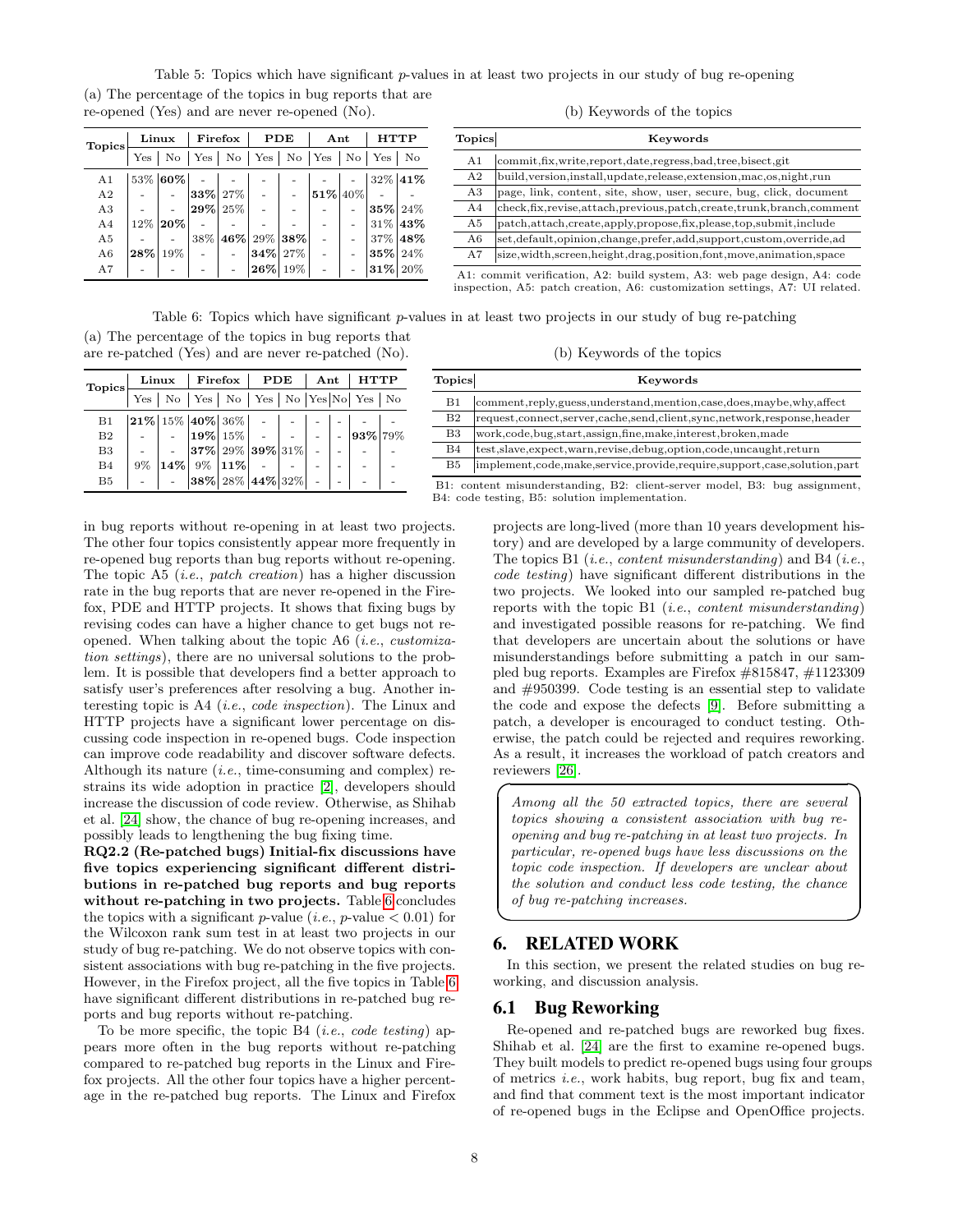Table 5: Topics which have significant $p$-values in at least two projects in our study of bug re-opening

(a) The percentage of the topics in bug reports that are re-opened (Yes) and are never re-opened (No).

| Topics | Linux | | Firefox | | PDE | | Ant | | HTTP | |
|---|---|---|---|---|---|---|---|---|---|---|
| | Yes | No | Yes | No | Yes | No | Yes | No | Yes | No |
| A1 | 53% | **60%** | - | - | - | - | - | - | 32% | **41%** |
| A2 | - | - | **33%** | 27% | - | - | **51%** | 40% | - | - |
| A3 | - | - | **29%** | 25% | - | - | - | - | **35%** | 24% |
| A4 | 12% | **20%** | - | - | - | - | - | - | 31% | **43%** |
| A5 | - | - | 38% | **46%** | 29% | **38%** | - | - | 37% | **48%** |
| A6 | **28%** | 19% | - | - | **34%** | 27% | - | - | **35%** | 24% |
| A7 | - | - | - | - | **26%** | 19% | - | - | **31%** | 20% |

(b) Keywords of the topics

| Topics | Keywords |
|---|---|
| A1 | commit,fix,write,report,date,regress,bad,tree,bisect,git |
| A2 | build,version,install,update,release,extension,mac,os,night,run |
| A3 | page, link, content, site, show, user, secure, bug, click, document |
| A4 | check,fix,revise,attach,previous,patch,create,trunk,branch,comment |
| A5 | patch,attach,create,apply,propose,fix,please,top,submit,include |
| A6 | set,default,opinion,change,prefer,add,support,custom,override,ad |
| A7 | size,width,screen,height,drag,position,font,move,animation,space |

A1: commit verification, A2: build system, A3: web page design, A4: code inspection, A5: patch creation, A6: customization settings, A7: UI related.

Table 6: Topics which have significant $p$-values in at least two projects in our study of bug re-patching

(a) The percentage of the topics in bug reports that are re-patched (Yes) and are never re-patched (No).

| Topics | Linux | | Firefox | | PDE | | Ant | | HTTP | |
|---|---|---|---|---|---|---|---|---|---|---|
| | Yes | No | Yes | No | Yes | No | Yes | No | Yes | No |
| B1 | **21%** | 15% | **40%** | 36% | - | - | - | - | - | - |
| B2 | - | - | **19%** | 15% | - | - | - | - | **93%** | 79% |
| B3 | - | - | **37%** | 29% | **39%** | 31% | - | - | - | - |
| B4 | 9% | **14%** | 9% | **11%** | - | - | - | - | - | - |
| B5 | - | - | **38%** | 28% | **44%** | 32% | - | - | - | - |

(b) Keywords of the topics

| Topics | Keywords |
|---|---|
| B1 | comment,reply,guess,understand,mention,case,does,maybe,why,affect |
| B2 | request,connect,server,cache,send,client,sync,network,response,header |
| B3 | work,code,bug,start,assign,fine,make,interest,broken,made |
| B4 | test,slave,expect,warn,revise,debug,option,code,uncaught,return |
| B5 | implement,code,make,service,provide,require,support,case,solution,part |

B1: content misunderstanding, B2: client-server model, B3: bug assignment, B4: code testing, B5: solution implementation.

in bug reports without re-opening in at least two projects. The other four topics consistently appear more frequently in re-opened bug reports than bug reports without re-opening. The topic A5 (*i.e.*, *patch creation*) has a higher discussion rate in the bug reports that are never re-opened in the Firefox, PDE and HTTP projects. It shows that fixing bugs by revising codes can have a higher chance to get bugs not re-opened. When talking about the topic A6 (*i.e.*, *customization settings*), there are no universal solutions to the problem. It is possible that developers find a better approach to satisfy user's preferences after resolving a bug. Another interesting topic is A4 (*i.e.*, *code inspection*). The Linux and HTTP projects have a significant lower percentage on discussing code inspection in re-opened bugs. Code inspection can improve code readability and discover software defects. Although its nature (*i.e.*, time-consuming and complex) restrains its wide adoption in practice [2], developers should increase the discussion of code review. Otherwise, as Shihab et al. [24] show, the chance of bug re-opening increases, and possibly leads to lengthening the bug fixing time.

**RQ2.2 (Re-patched bugs) Initial-fix discussions have five topics experiencing significant different distributions in re-patched bug reports and bug reports without re-patching in two projects.** Table 6 concludes the topics with a significant $p$-value (*i.e.*, $p$-value $< 0.01$) for the Wilcoxon rank sum test in at least two projects in our study of bug re-patching. We do not observe topics with consistent associations with bug re-patching in the five projects. However, in the Firefox project, all the five topics in Table 6 have significant different distributions in re-patched bug reports and bug reports without re-patching.

To be more specific, the topic B4 (*i.e.*, *code testing*) appears more often in the bug reports without re-patching compared to re-patched bug reports in the Linux and Firefox projects. All the other four topics have a higher percentage in the re-patched bug reports. The Linux and Firefox projects are long-lived (more than 10 years development history) and are developed by a large community of developers. The topics B1 (*i.e.*, *content misunderstanding*) and B4 (*i.e.*, *code testing*) have significant different distributions in the two projects. We looked into our sampled re-patched bug reports with the topic B1 (*i.e.*, *content misunderstanding*) and investigated possible reasons for re-patching. We find that developers are uncertain about the solutions or have misunderstandings before submitting a patch in our sampled bug reports. Examples are Firefox #815847, #1123309 and #950399. Code testing is an essential step to validate the code and expose the defects [9]. Before submitting a patch, a developer is encouraged to conduct testing. Otherwise, the patch could be rejected and requires reworking. As a result, it increases the workload of patch creators and reviewers [26].

> *Among all the 50 extracted topics, there are several topics showing a consistent association with bug re-opening and bug re-patching in at least two projects. In particular, re-opened bugs have less discussions on the topic code inspection. If developers are unclear about the solution and conduct less code testing, the chance of bug re-patching increases.*

# 6. RELATED WORK

In this section, we present the related studies on bug reworking, and discussion analysis.

## 6.1 Bug Reworking

Re-opened and re-patched bugs are reworked bug fixes. Shihab et al. [24] are the first to examine re-opened bugs. They built models to predict re-opened bugs using four groups of metrics *i.e.*, work habits, bug report, bug fix and team, and find that comment text is the most important indicator of re-opened bugs in the Eclipse and OpenOffice projects.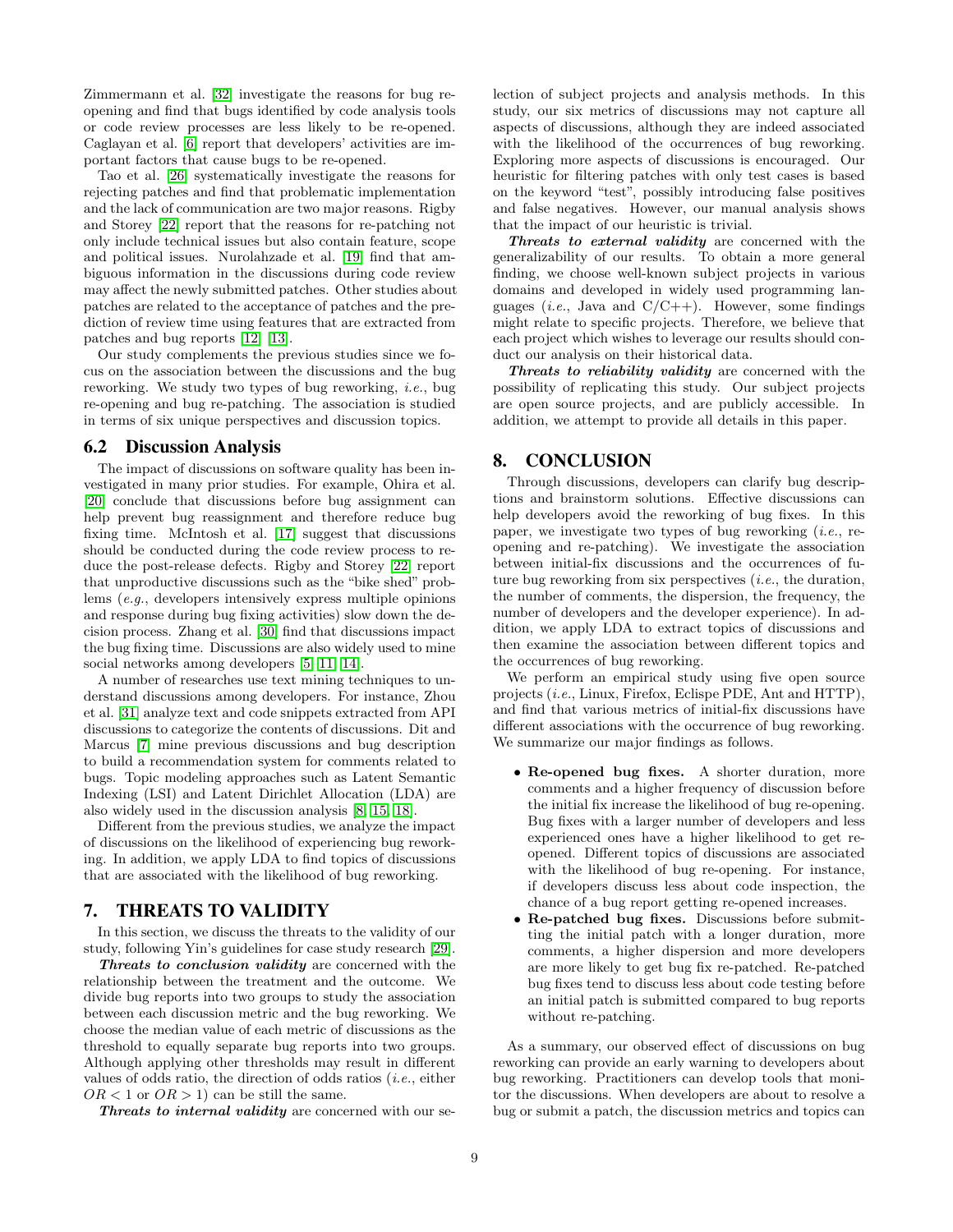Zimmermann et al. [32] investigate the reasons for bug reopening and find that bugs identified by code analysis tools or code review processes are less likely to be re-opened. Caglayan et al. [6] report that developers' activities are important factors that cause bugs to be re-opened.

Tao et al. [26] systematically investigate the reasons for rejecting patches and find that problematic implementation and the lack of communication are two major reasons. Rigby and Storey [22] report that the reasons for re-patching not only include technical issues but also contain feature, scope and political issues. Nurolahzade et al. [19] find that ambiguous information in the discussions during code review may affect the newly submitted patches. Other studies about patches are related to the acceptance of patches and the prediction of review time using features that are extracted from patches and bug reports [12] [13].

Our study complements the previous studies since we focus on the association between the discussions and the bug reworking. We study two types of bug reworking, *i.e.*, bug re-opening and bug re-patching. The association is studied in terms of six unique perspectives and discussion topics.

## 6.2 Discussion Analysis

The impact of discussions on software quality has been investigated in many prior studies. For example, Ohira et al. [20] conclude that discussions before bug assignment can help prevent bug reassignment and therefore reduce bug fixing time. McIntosh et al. [17] suggest that discussions should be conducted during the code review process to reduce the post-release defects. Rigby and Storey [22] report that unproductive discussions such as the "bike shed" problems (*e.g.*, developers intensively express multiple opinions and response during bug fixing activities) slow down the decision process. Zhang et al. [30] find that discussions impact the bug fixing time. Discussions are also widely used to mine social networks among developers [5] [11] [14].

A number of researches use text mining techniques to understand discussions among developers. For instance, Zhou et al. [31] analyze text and code snippets extracted from API discussions to categorize the contents of discussions. Dit and Marcus [7] mine previous discussions and bug description to build a recommendation system for comments related to bugs. Topic modeling approaches such as Latent Semantic Indexing (LSI) and Latent Dirichlet Allocation (LDA) are also widely used in the discussion analysis [8] [15] [18].

Different from the previous studies, we analyze the impact of discussions on the likelihood of experiencing bug reworking. In addition, we apply LDA to find topics of discussions that are associated with the likelihood of bug reworking.

# 7. THREATS TO VALIDITY

In this section, we discuss the threats to the validity of our study, following Yin's guidelines for case study research [29].

***Threats to conclusion validity*** are concerned with the relationship between the treatment and the outcome. We divide bug reports into two groups to study the association between each discussion metric and the bug reworking. We choose the median value of each metric of discussions as the threshold to equally separate bug reports into two groups. Although applying other thresholds may result in different values of odds ratio, the direction of odds ratios (*i.e.*, either $OR < 1$ or $OR > 1$) can be still the same.

***Threats to internal validity*** are concerned with our selection of subject projects and analysis methods. In this study, our six metrics of discussions may not capture all aspects of discussions, although they are indeed associated with the likelihood of the occurrences of bug reworking. Exploring more aspects of discussions is encouraged. Our heuristic for filtering patches with only test cases is based on the keyword "test", possibly introducing false positives and false negatives. However, our manual analysis shows that the impact of our heuristic is trivial.

***Threats to external validity*** are concerned with the generalizability of our results. To obtain a more general finding, we choose well-known subject projects in various domains and developed in widely used programming languages (*i.e.*, Java and C/C++). However, some findings might relate to specific projects. Therefore, we believe that each project which wishes to leverage our results should conduct our analysis on their historical data.

***Threats to reliability validity*** are concerned with the possibility of replicating this study. Our subject projects are open source projects, and are publicly accessible. In addition, we attempt to provide all details in this paper.

# 8. CONCLUSION

Through discussions, developers can clarify bug descriptions and brainstorm solutions. Effective discussions can help developers avoid the reworking of bug fixes. In this paper, we investigate two types of bug reworking (*i.e.*, re-opening and re-patching). We investigate the association between initial-fix discussions and the occurrences of future bug reworking from six perspectives (*i.e.*, the duration, the number of comments, the dispersion, the frequency, the number of developers and the developer experience). In addition, we apply LDA to extract topics of discussions and then examine the association between different topics and the occurrences of bug reworking.

We perform an empirical study using five open source projects (*i.e.*, Linux, Firefox, Eclispe PDE, Ant and HTTP), and find that various metrics of initial-fix discussions have different associations with the occurrence of bug reworking. We summarize our major findings as follows.

- **Re-opened bug fixes.** A shorter duration, more comments and a higher frequency of discussion before the initial fix increase the likelihood of bug re-opening. Bug fixes with a larger number of developers and less experienced ones have a higher likelihood to get reopened. Different topics of discussions are associated with the likelihood of bug re-opening. For instance, if developers discuss less about code inspection, the chance of a bug report getting re-opened increases.
- **Re-patched bug fixes.** Discussions before submitting the initial patch with a longer duration, more comments, a higher dispersion and more developers are more likely to get bug fix re-patched. Re-patched bug fixes tend to discuss less about code testing before an initial patch is submitted compared to bug reports without re-patching.

As a summary, our observed effect of discussions on bug reworking can provide an early warning to developers about bug reworking. Practitioners can develop tools that monitor the discussions. When developers are about to resolve a bug or submit a patch, the discussion metrics and topics can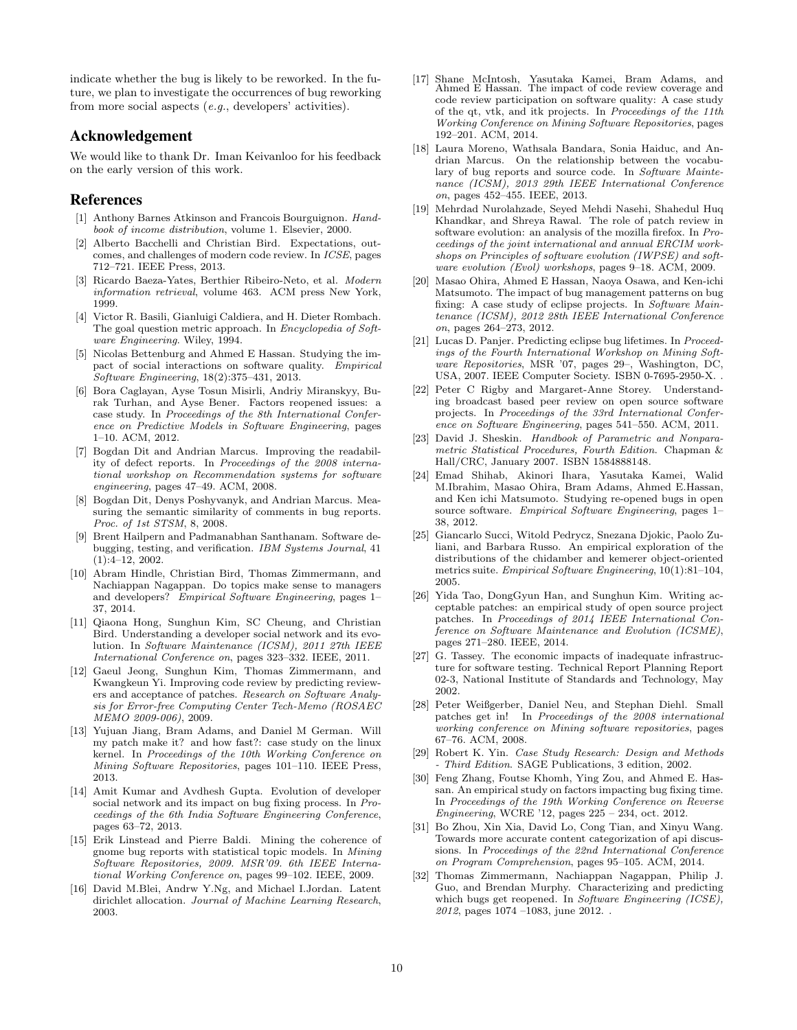indicate whether the bug is likely to be reworked. In the future, we plan to investigate the occurrences of bug reworking from more social aspects (*e.g.*, developers' activities).

## Acknowledgement

We would like to thank Dr. Iman Keivanloo for his feedback on the early version of this work.

## References

[1] Anthony Barnes Atkinson and Francois Bourguignon. *Handbook of income distribution*, volume 1. Elsevier, 2000.

[2] Alberto Bacchelli and Christian Bird. Expectations, outcomes, and challenges of modern code review. In *ICSE*, pages 712–721. IEEE Press, 2013.

[3] Ricardo Baeza-Yates, Berthier Ribeiro-Neto, et al. *Modern information retrieval*, volume 463. ACM press New York, 1999.

[4] Victor R. Basili, Gianluigi Caldiera, and H. Dieter Rombach. The goal question metric approach. In *Encyclopedia of Software Engineering*. Wiley, 1994.

[5] Nicolas Bettenburg and Ahmed E Hassan. Studying the impact of social interactions on software quality. *Empirical Software Engineering*, 18(2):375–431, 2013.

[6] Bora Caglayan, Ayse Tosun Misirli, Andriy Miranskyy, Burak Turhan, and Ayse Bener. Factors reopened issues: a case study. In *Proceedings of the 8th International Conference on Predictive Models in Software Engineering*, pages 1–10. ACM, 2012.

[7] Bogdan Dit and Andrian Marcus. Improving the readability of defect reports. In *Proceedings of the 2008 international workshop on Recommendation systems for software engineering*, pages 47–49. ACM, 2008.

[8] Bogdan Dit, Denys Poshyvanyk, and Andrian Marcus. Measuring the semantic similarity of comments in bug reports. *Proc. of 1st STSM*, 8, 2008.

[9] Brent Hailpern and Padmanabhan Santhanam. Software debugging, testing, and verification. *IBM Systems Journal*, 41 (1):4–12, 2002.

[10] Abram Hindle, Christian Bird, Thomas Zimmermann, and Nachiappan Nagappan. Do topics make sense to managers and developers? *Empirical Software Engineering*, pages 1–37, 2014.

[11] Qiaona Hong, Sunghun Kim, SC Cheung, and Christian Bird. Understanding a developer social network and its evolution. In *Software Maintenance (ICSM), 2011 27th IEEE International Conference on*, pages 323–332. IEEE, 2011.

[12] Gaeul Jeong, Sunghun Kim, Thomas Zimmermann, and Kwangkeun Yi. Improving code review by predicting reviewers and acceptance of patches. *Research on Software Analysis for Error-free Computing Center Tech-Memo (ROSAEC MEMO 2009-006)*, 2009.

[13] Yujuan Jiang, Bram Adams, and Daniel M German. Will my patch make it? and how fast?: case study on the linux kernel. In *Proceedings of the 10th Working Conference on Mining Software Repositories*, pages 101–110. IEEE Press, 2013.

[14] Amit Kumar and Avdhesh Gupta. Evolution of developer social network and its impact on bug fixing process. In *Proceedings of the 6th India Software Engineering Conference*, pages 63–72, 2013.

[15] Erik Linstead and Pierre Baldi. Mining the coherence of gnome bug reports with statistical topic models. In *Mining Software Repositories, 2009. MSR'09. 6th IEEE International Working Conference on*, pages 99–102. IEEE, 2009.

[16] David M.Blei, Andrw Y.Ng, and Michael I.Jordan. Latent dirichlet allocation. *Journal of Machine Learning Research*, 2003.

[17] Shane McIntosh, Yasutaka Kamei, Bram Adams, and Ahmed E Hassan. The impact of code review coverage and code review participation on software quality: A case study of the qt, vtk, and itk projects. In *Proceedings of the 11th Working Conference on Mining Software Repositories*, pages 192–201. ACM, 2014.

[18] Laura Moreno, Wathsala Bandara, Sonia Haiduc, and Andrian Marcus. On the relationship between the vocabulary of bug reports and source code. In *Software Maintenance (ICSM), 2013 29th IEEE International Conference on*, pages 452–455. IEEE, 2013.

[19] Mehrdad Nurolahzade, Seyed Mehdi Nasehi, Shahedul Huq Khandkar, and Shreya Rawal. The role of patch review in software evolution: an analysis of the mozilla firefox. In *Proceedings of the joint international and annual ERCIM workshops on Principles of software evolution (IWPSE) and software evolution (Evol) workshops*, pages 9–18. ACM, 2009.

[20] Masao Ohira, Ahmed E Hassan, Naoya Osawa, and Ken-ichi Matsumoto. The impact of bug management patterns on bug fixing: A case study of eclipse projects. In *Software Maintenance (ICSM), 2012 28th IEEE International Conference on*, pages 264–273, 2012.

[21] Lucas D. Panjer. Predicting eclipse bug lifetimes. In *Proceedings of the Fourth International Workshop on Mining Software Repositories*, MSR '07, pages 29–, Washington, DC, USA, 2007. IEEE Computer Society. ISBN 0-7695-2950-X. .

[22] Peter C Rigby and Margaret-Anne Storey. Understanding broadcast based peer review on open source software projects. In *Proceedings of the 33rd International Conference on Software Engineering*, pages 541–550. ACM, 2011.

[23] David J. Sheskin. *Handbook of Parametric and Nonparametric Statistical Procedures, Fourth Edition*. Chapman & Hall/CRC, January 2007. ISBN 1584888148.

[24] Emad Shihab, Akinori Ihara, Yasutaka Kamei, Walid M.Ibrahim, Masao Ohira, Bram Adams, Ahmed E.Hassan, and Ken ichi Matsumoto. Studying re-opened bugs in open source software. *Empirical Software Engineering*, pages 1–38, 2012.

[25] Giancarlo Succi, Witold Pedrycz, Snezana Djokic, Paolo Zuliani, and Barbara Russo. An empirical exploration of the distributions of the chidamber and kemerer object-oriented metrics suite. *Empirical Software Engineering*, 10(1):81–104, 2005.

[26] Yida Tao, DongGyun Han, and Sunghun Kim. Writing acceptable patches: an empirical study of open source project patches. In *Proceedings of 2014 IEEE International Conference on Software Maintenance and Evolution (ICSME)*, pages 271–280. IEEE, 2014.

[27] G. Tassey. The economic impacts of inadequate infrastructure for software testing. Technical Report Planning Report 02-3, National Institute of Standards and Technology, May 2002.

[28] Peter Weißgerber, Daniel Neu, and Stephan Diehl. Small patches get in! In *Proceedings of the 2008 international working conference on Mining software repositories*, pages 67–76. ACM, 2008.

[29] Robert K. Yin. *Case Study Research: Design and Methods - Third Edition*. SAGE Publications, 3 edition, 2002.

[30] Feng Zhang, Foutse Khomh, Ying Zou, and Ahmed E. Hassan. An empirical study on factors impacting bug fixing time. In *Proceedings of the 19th Working Conference on Reverse Engineering*, WCRE '12, pages 225 – 234, oct. 2012.

[31] Bo Zhou, Xin Xia, David Lo, Cong Tian, and Xinyu Wang. Towards more accurate content categorization of api discussions. In *Proceedings of the 22nd International Conference on Program Comprehension*, pages 95–105. ACM, 2014.

[32] Thomas Zimmermann, Nachiappan Nagappan, Philip J. Guo, and Brendan Murphy. Characterizing and predicting which bugs get reopened. In *Software Engineering (ICSE), 2012*, pages 1074 –1083, june 2012. .